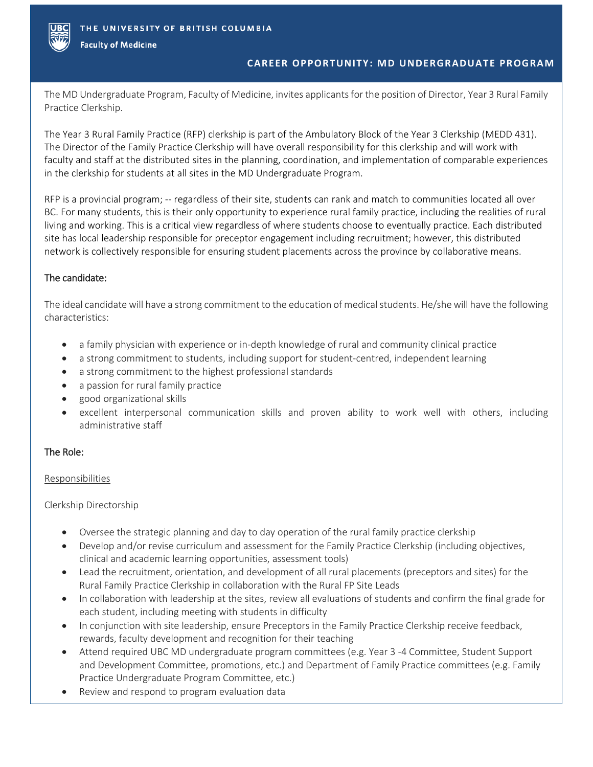THE UNIVERSITY OF BRITISH COLUMBIA

Faculty of Medicine

## CAREER OPPORTUNITY: MD UNDERGRADUATE PROGRAM

The MD Undergraduate Program, Faculty of Medicine, invites applicants for the position of Director, Year 3 Rural Family Practice Clerkship.

The Year 3 Rural Family Practice (RFP) clerkship is part of the Ambulatory Block of the Year 3 Clerkship (MEDD 431). The Director of the Family Practice Clerkship will have overall responsibility for this clerkship and will work with faculty and staff at the distributed sites in the planning, coordination, and implementation of comparable experiences in the clerkship for students at all sites in the MD Undergraduate Program.

RFP is a provincial program; -- regardless of their site, students can rank and match to communities located all over BC. For many students, this is their only opportunity to experience rural family practice, including the realities of rural living and working. This is a critical view regardless of where students choose to eventually practice. Each distributed site has local leadership responsible for preceptor engagement including recruitment; however, this distributed network is collectively responsible for ensuring student placements across the province by collaborative means.

### The candidate:

The ideal candidate will have a strong commitment to the education of medical students. He/she will have the following characteristics:

- a family physician with experience or in-depth knowledge of rural and community clinical practice
- a strong commitment to students, including support for student-centred, independent learning
- a strong commitment to the highest professional standards
- a passion for rural family practice
- good organizational skills
- excellent interpersonal communication skills and proven ability to work well with others, including administrative staff

### The Role:

Responsibilities

Clerkship Directorship

- Oversee the strategic planning and day to day operation of the rural family practice clerkship
- Develop and/or revise curriculum and assessment for the Family Practice Clerkship (including objectives, clinical and academic learning opportunities, assessment tools)
- Lead the recruitment, orientation, and development of all rural placements (preceptors and sites) for the Rural Family Practice Clerkship in collaboration with the Rural FP Site Leads
- In collaboration with leadership at the sites, review all evaluations of students and confirm the final grade for each student, including meeting with students in difficulty
- In conjunction with site leadership, ensure Preceptors in the Family Practice Clerkship receive feedback, rewards, faculty development and recognition for their teaching
- Attend required UBC MD undergraduate program committees (e.g. Year 3 -4 Committee, Student Support and Development Committee, promotions, etc.) and Department of Family Practice committees (e.g. Family Practice Undergraduate Program Committee, etc.)
- Review and respond to program evaluation data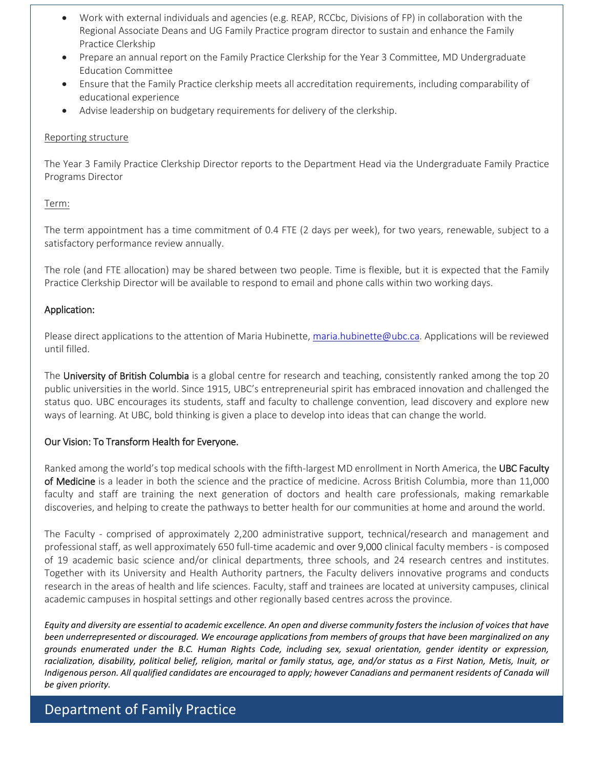- Work with external individuals and agencies (e.g. REAP, RCCbc, Divisions of FP) in collaboration with the Regional Associate Deans and UG Family Practice program director to sustain and enhance the Family Practice Clerkship
- Prepare an annual report on the Family Practice Clerkship for the Year 3 Committee, MD Undergraduate Education Committee
- Ensure that the Family Practice clerkship meets all accreditation requirements, including comparability of educational experience
- Advise leadership on budgetary requirements for delivery of the clerkship.

Reporting structure

The Year 3 Family Practice Clerkship Director reports to the Department Head via the Undergraduate Family Practice Programs Director

Term:

The term appointment has a time commitment of 0.4 FTE (2 days per week), for two years, renewable, subject to a satisfactory performance review annually.

The role (and FTE allocation) may be shared between two people. Time is flexible, but it is expected that the Family Practice Clerkship Director will be available to respond to email and phone calls within two working days.

## Application:

Please direct applications to the attention of Maria Hubinette, maria.hubinette@ubc.ca. Applications will be reviewed until filled.

The **University of British Columbia** is a global centre for research and teaching, consistently ranked among the top 20 public universities in the world. Since 1915, UBC's entrepreneurial spirit has embraced innovation and challenged the status quo. UBC encourages its students, staff and faculty to challenge convention, lead discovery and explore new ways of learning. At UBC, bold thinking is given a place to develop into ideas that can change the world.

## Our Vision: To Transform Health for Everyone.

Ranked among the world's top medical schools with the fifth-largest MD enrollment in North America, the **UBC Faculty of Medicine** is a leader in both the science and the practice of medicine. Across British Columbia, more than 11,000 faculty and staff are training the next generation of doctors and health care professionals, making remarkable discoveries, and helping to create the pathways to better health for our communities at home and around the world.

The Faculty - comprised of approximately 2,200 administrative support, technical/research and management and professional staff, as well approximately 650 full-time academic and over 9,000 clinical faculty members - is composed of 19 academic basic science and/or clinical departments, three schools, and 24 research centres and institutes. Together with its University and Health Authority partners, the Faculty delivers innovative programs and conducts research in the areas of health and life sciences. Faculty, staff and trainees are located at university campuses, clinical academic campuses in hospital settings and other regionally based centres across the province.

***Equity and diversity are essential to academic excellence. An open and diverse community fosters the inclusion of voices that have been underrepresented or discouraged. We encourage applications from members of groups that have been marginalized on any grounds enumerated under the B.C. Human Rights Code, including sex, sexual orientation, gender identity or expression, racialization, disability, political belief, religion, marital or family status, age, and/or status as a First Nation, Metis, Inuit, or Indigenous person. All qualified candidates are encouraged to apply; however Canadians and permanent residents of Canada will be given priority.***

Department of Family Practice